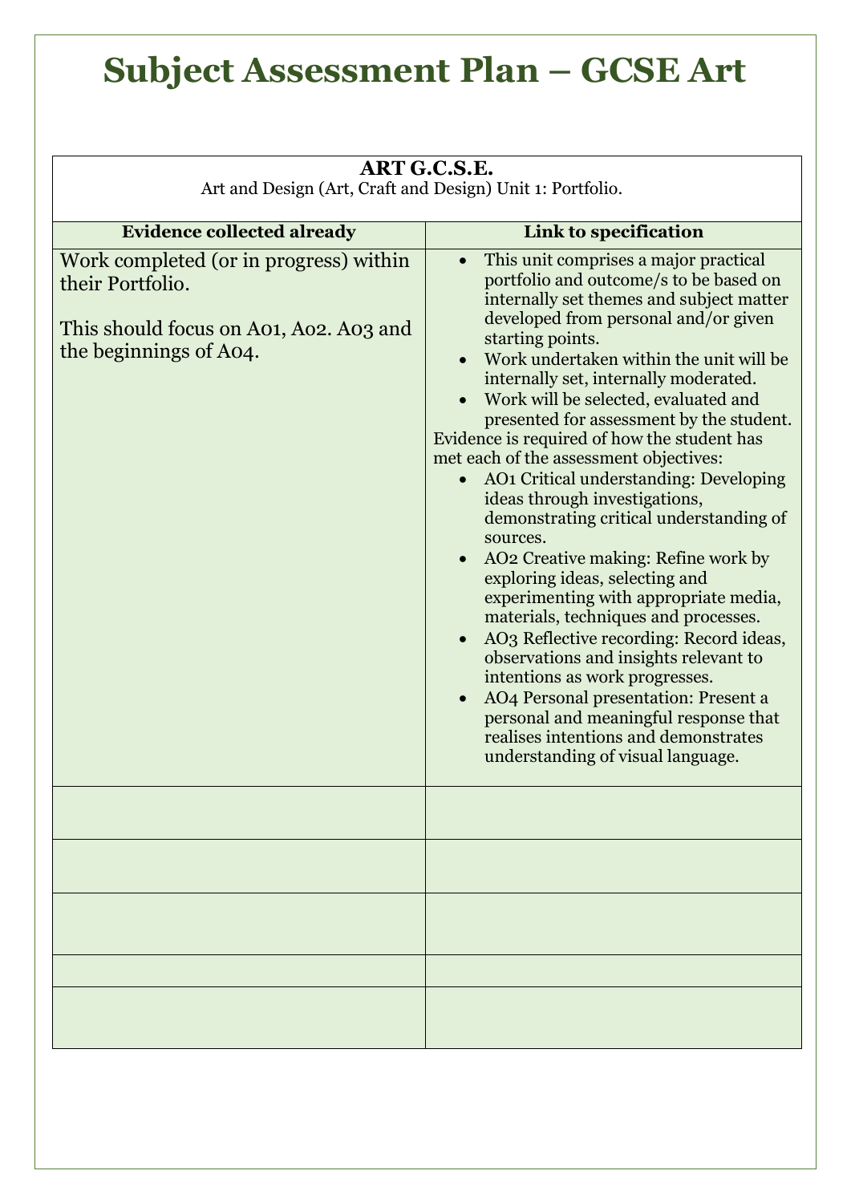# Subject Assessment Plan – GCSE Art

| **ART G.C.S.E.** Art and Design (Art, Craft and Design) Unit 1: Portfolio. | |
|---|---|
| **Evidence collected already** | **Link to specification** |
| Work completed (or in progress) within their Portfolio.<br><br>This should focus on A01, A02. A03 and the beginnings of A04. | • This unit comprises a major practical portfolio and outcome/s to be based on internally set themes and subject matter developed from personal and/or given starting points.<br>• Work undertaken within the unit will be internally set, internally moderated.<br>• Work will be selected, evaluated and presented for assessment by the student.<br>Evidence is required of how the student has met each of the assessment objectives:<br>• AO1 Critical understanding: Developing ideas through investigations, demonstrating critical understanding of sources.<br>• AO2 Creative making: Refine work by exploring ideas, selecting and experimenting with appropriate media, materials, techniques and processes.<br>• AO3 Reflective recording: Record ideas, observations and insights relevant to intentions as work progresses.<br>• AO4 Personal presentation: Present a personal and meaningful response that realises intentions and demonstrates understanding of visual language. |
| | |
| | |
| | |
| | |
| | |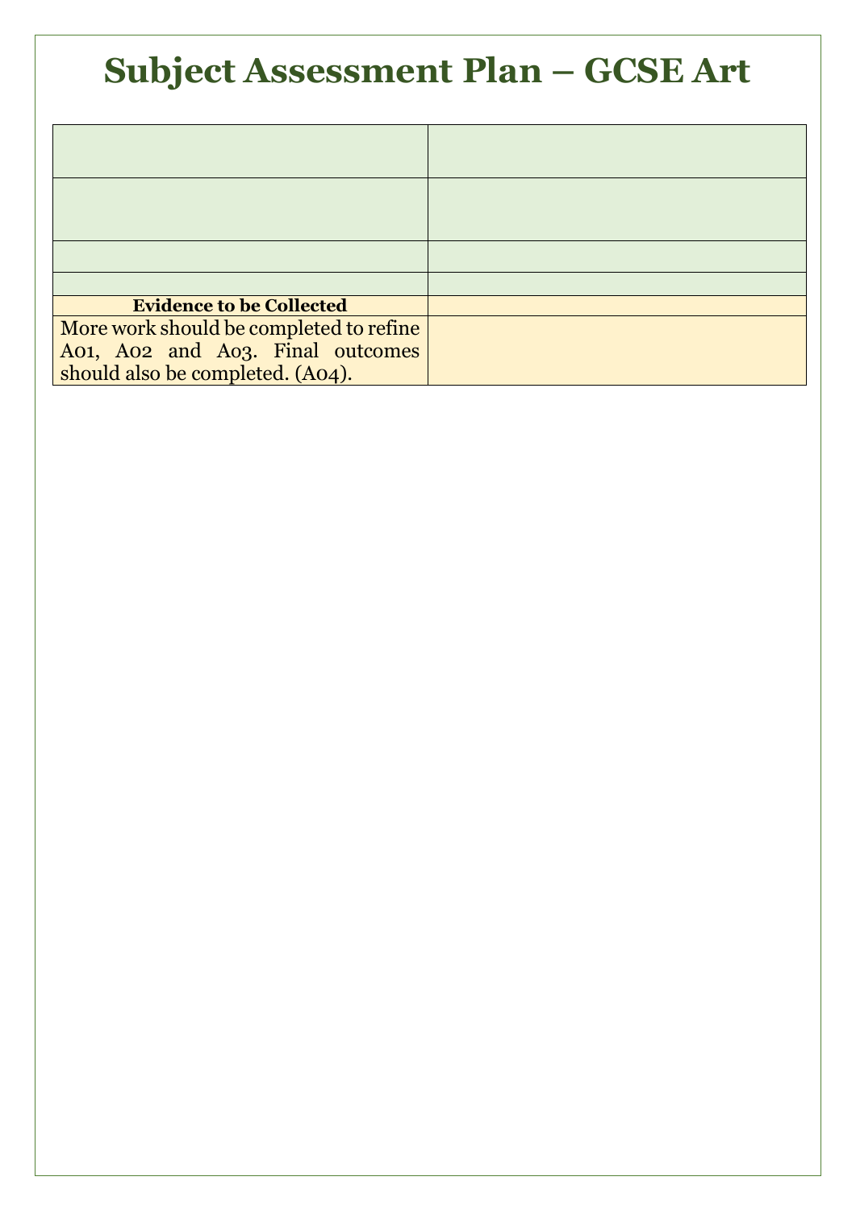# Subject Assessment Plan – GCSE Art

| | |
|---|---|
| | |
| | |
| | |
| | |
| **Evidence to be Collected** | |
| More work should be completed to refine A01, A02 and A03. Final outcomes should also be completed. (A04). | |